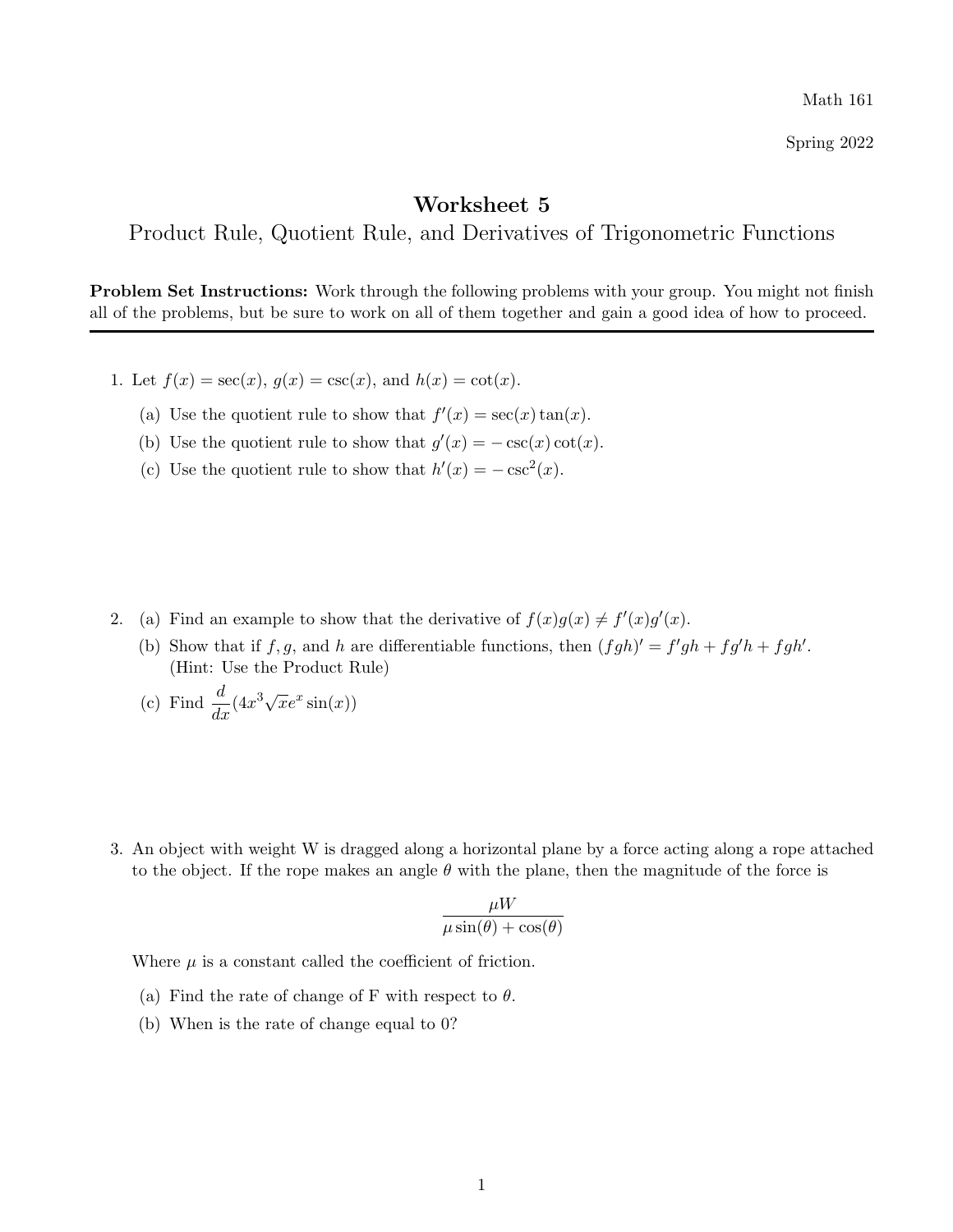Math 161

Spring 2022

# Worksheet 5

## Product Rule, Quotient Rule, and Derivatives of Trigonometric Functions

**Problem Set Instructions:** Work through the following problems with your group. You might not finish all of the problems, but be sure to work on all of them together and gain a good idea of how to proceed.

---

1. Let $f(x) = \sec(x)$, $g(x) = \csc(x)$, and $h(x) = \cot(x)$.
   (a) Use the quotient rule to show that $f'(x) = \sec(x)\tan(x)$.
   (b) Use the quotient rule to show that $g'(x) = -\csc(x)\cot(x)$.
   (c) Use the quotient rule to show that $h'(x) = -\csc^2(x)$.

2. (a) Find an example to show that the derivative of $f(x)g(x) \neq f'(x)g'(x)$.
   (b) Show that if $f, g$, and $h$ are differentiable functions, then $(fgh)' = f'gh + fg'h + fgh'$. (Hint: Use the Product Rule)
   (c) Find $\dfrac{d}{dx}(4x^3\sqrt{x}e^x \sin(x))$

3. An object with weight W is dragged along a horizontal plane by a force acting along a rope attached to the object. If the rope makes an angle $\theta$ with the plane, then the magnitude of the force is

$$\frac{\mu W}{\mu \sin(\theta) + \cos(\theta)}$$

   Where $\mu$ is a constant called the coefficient of friction.
   (a) Find the rate of change of F with respect to $\theta$.
   (b) When is the rate of change equal to 0?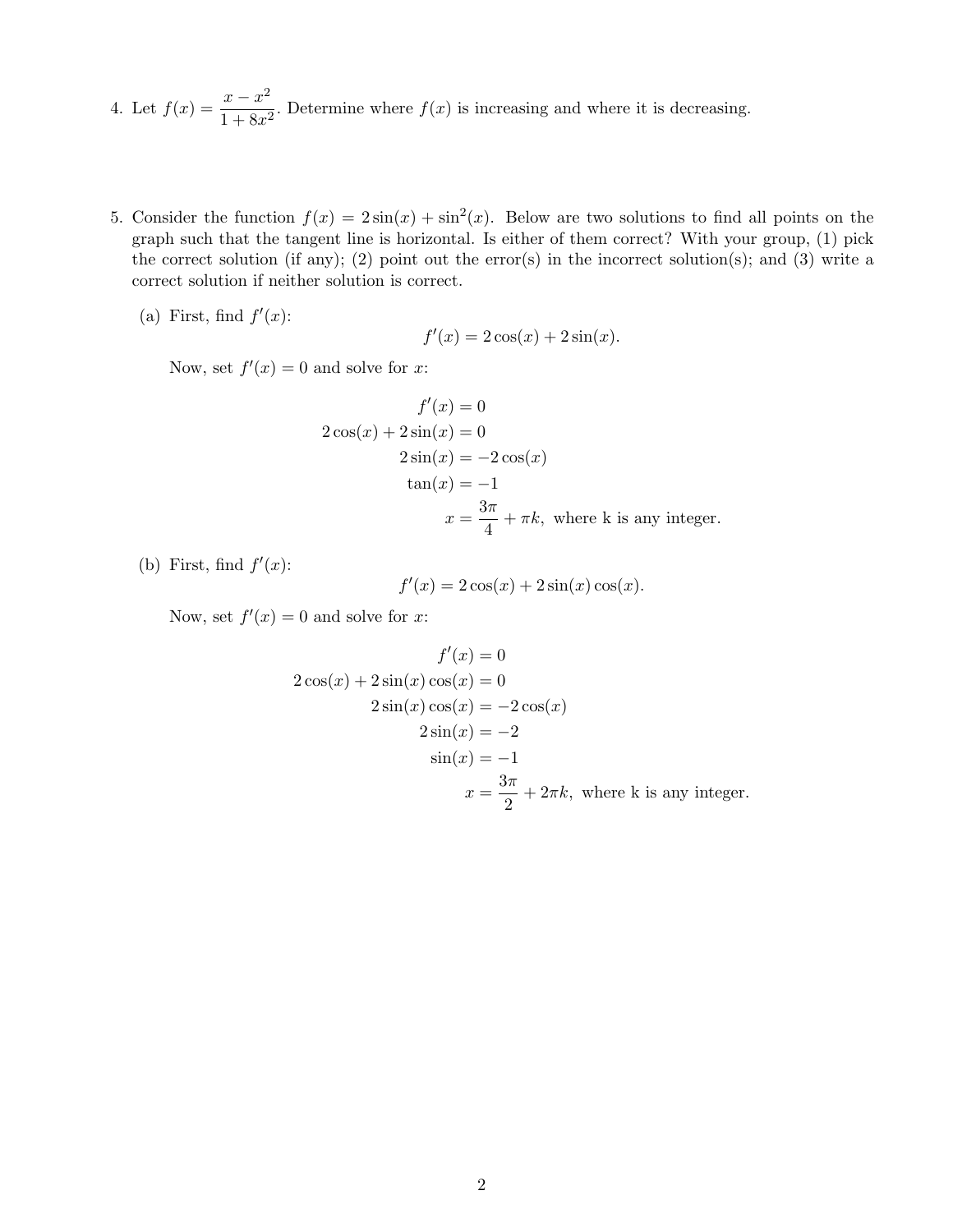4. Let $f(x) = \dfrac{x - x^2}{1 + 8x^2}$. Determine where $f(x)$ is increasing and where it is decreasing.

5. Consider the function $f(x) = 2\sin(x) + \sin^2(x)$. Below are two solutions to find all points on the graph such that the tangent line is horizontal. Is either of them correct? With your group, (1) pick the correct solution (if any); (2) point out the error(s) in the incorrect solution(s); and (3) write a correct solution if neither solution is correct.

   (a) First, find $f'(x)$:

   $$f'(x) = 2\cos(x) + 2\sin(x).$$

   Now, set $f'(x) = 0$ and solve for $x$:

   $$\begin{aligned} f'(x) &= 0 \\ 2\cos(x) + 2\sin(x) &= 0 \\ 2\sin(x) &= -2\cos(x) \\ \tan(x) &= -1 \\ x &= \frac{3\pi}{4} + \pi k, \text{ where k is any integer.} \end{aligned}$$

   (b) First, find $f'(x)$:

   $$f'(x) = 2\cos(x) + 2\sin(x)\cos(x).$$

   Now, set $f'(x) = 0$ and solve for $x$:

   $$\begin{aligned} f'(x) &= 0 \\ 2\cos(x) + 2\sin(x)\cos(x) &= 0 \\ 2\sin(x)\cos(x) &= -2\cos(x) \\ 2\sin(x) &= -2 \\ \sin(x) &= -1 \\ x &= \frac{3\pi}{2} + 2\pi k, \text{ where k is any integer.} \end{aligned}$$